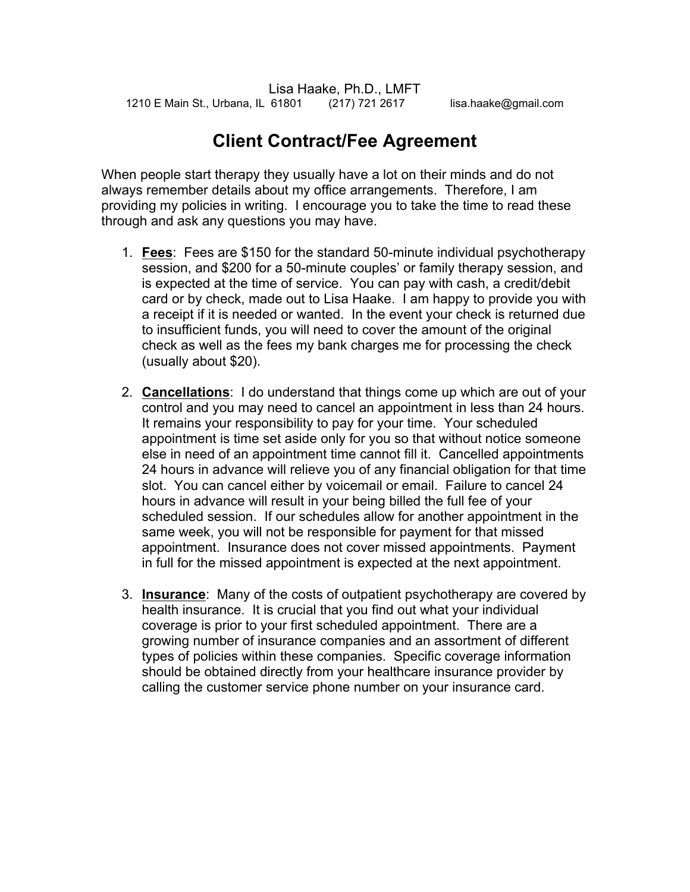Lisa Haake, Ph.D., LMFT
1210 E Main St., Urbana, IL 61801 (217) 721 2617 lisa.haake@gmail.com

# Client Contract/Fee Agreement

When people start therapy they usually have a lot on their minds and do not always remember details about my office arrangements. Therefore, I am providing my policies in writing. I encourage you to take the time to read these through and ask any questions you may have.

1. **Fees**: Fees are $150 for the standard 50-minute individual psychotherapy session, and $200 for a 50-minute couples' or family therapy session, and is expected at the time of service. You can pay with cash, a credit/debit card or by check, made out to Lisa Haake. I am happy to provide you with a receipt if it is needed or wanted. In the event your check is returned due to insufficient funds, you will need to cover the amount of the original check as well as the fees my bank charges me for processing the check (usually about $20).

2. **Cancellations**: I do understand that things come up which are out of your control and you may need to cancel an appointment in less than 24 hours. It remains your responsibility to pay for your time. Your scheduled appointment is time set aside only for you so that without notice someone else in need of an appointment time cannot fill it. Cancelled appointments 24 hours in advance will relieve you of any financial obligation for that time slot. You can cancel either by voicemail or email. Failure to cancel 24 hours in advance will result in your being billed the full fee of your scheduled session. If our schedules allow for another appointment in the same week, you will not be responsible for payment for that missed appointment. Insurance does not cover missed appointments. Payment in full for the missed appointment is expected at the next appointment.

3. **Insurance**: Many of the costs of outpatient psychotherapy are covered by health insurance. It is crucial that you find out what your individual coverage is prior to your first scheduled appointment. There are a growing number of insurance companies and an assortment of different types of policies within these companies. Specific coverage information should be obtained directly from your healthcare insurance provider by calling the customer service phone number on your insurance card.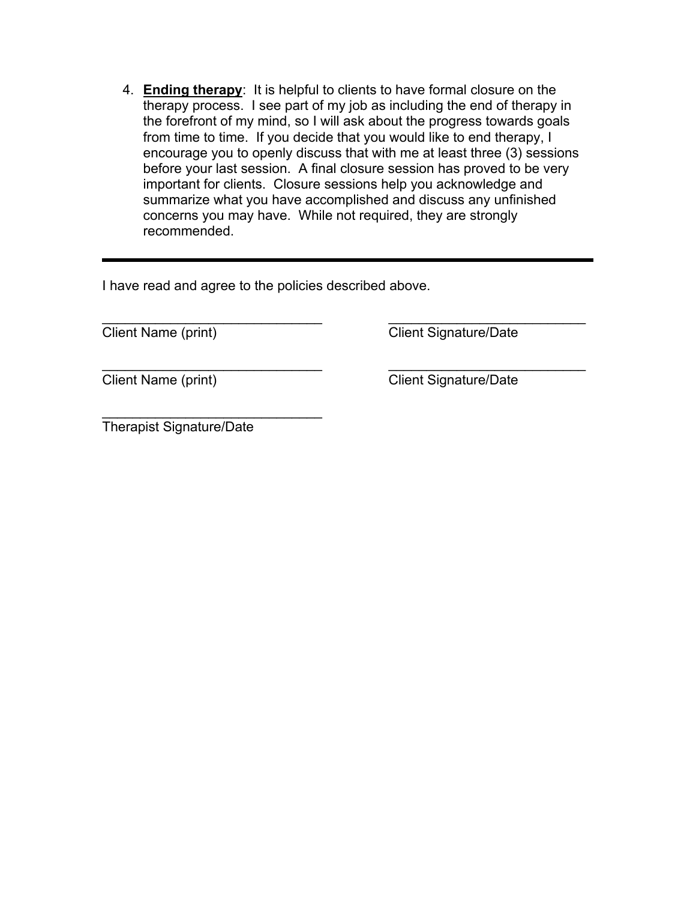4. **Ending therapy**: It is helpful to clients to have formal closure on the therapy process. I see part of my job as including the end of therapy in the forefront of my mind, so I will ask about the progress towards goals from time to time. If you decide that you would like to end therapy, I encourage you to openly discuss that with me at least three (3) sessions before your last session. A final closure session has proved to be very important for clients. Closure sessions help you acknowledge and summarize what you have accomplished and discuss any unfinished concerns you may have. While not required, they are strongly recommended.

---

I have read and agree to the policies described above.

| | |
|---|---|
| ______________________________ | ___________________________ |
| Client Name (print) | Client Signature/Date |
| ______________________________ | ___________________________ |
| Client Name (print) | Client Signature/Date |
| ______________________________ | |
| Therapist Signature/Date | |